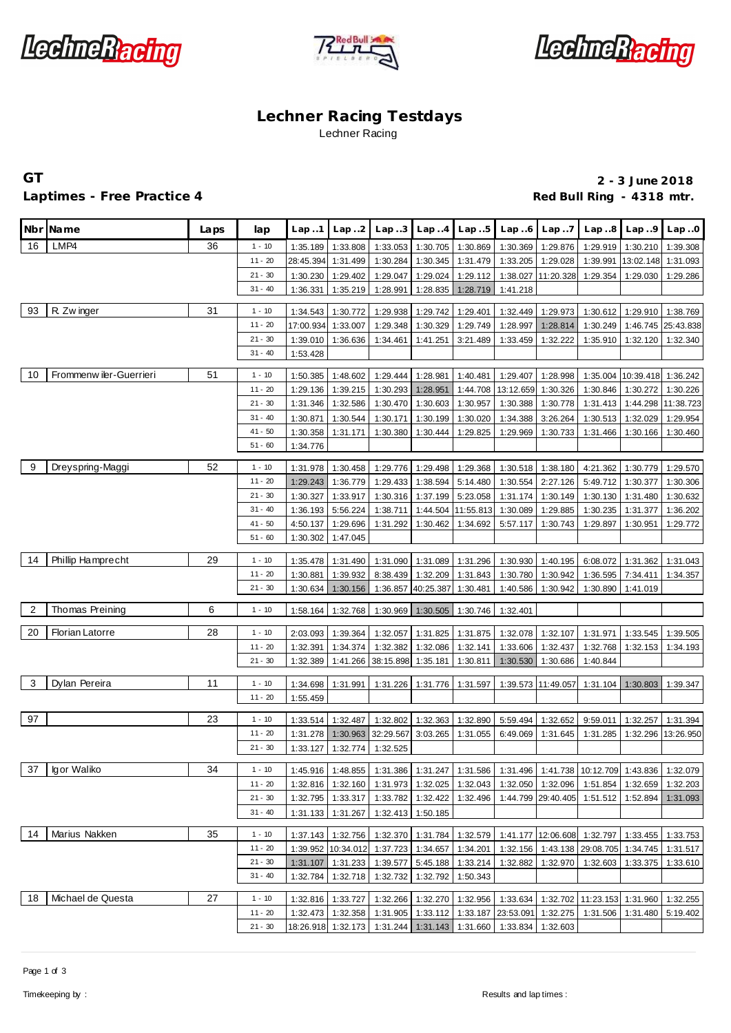# Lechner Racing Testdays

Lechner Racing

**GT** **2 - 3 June 2018**

**Laptimes - Free Practice 4** **Red Bull Ring - 4318 mtr.**

| Nbr | Name | Laps | lap | Lap..1 | Lap..2 | Lap..3 | Lap..4 | Lap..5 | Lap..6 | Lap..7 | Lap..8 | Lap..9 | Lap..0 |
|---|---|---|---|---|---|---|---|---|---|---|---|---|---|
| 16 | LMP4 | 36 | 1 - 10 | 1:35.189 | 1:33.808 | 1:33.053 | 1:30.705 | 1:30.869 | 1:30.369 | 1:29.876 | 1:29.919 | 1:30.210 | 1:39.308 |
| | | | 11 - 20 | 28:45.394 | 1:31.499 | 1:30.284 | 1:30.345 | 1:31.479 | 1:33.205 | 1:29.028 | 1:39.991 | 13:02.148 | 1:31.093 |
| | | | 21 - 30 | 1:30.230 | 1:29.402 | 1:29.047 | 1:29.024 | 1:29.112 | 1:38.027 | 11:20.328 | 1:29.354 | 1:29.030 | 1:29.286 |
| | | | 31 - 40 | 1:36.331 | 1:35.219 | 1:28.991 | 1:28.835 | 1:28.719 | 1:41.218 | | | | |
| 93 | R. Zwinger | 31 | 1 - 10 | 1:34.543 | 1:30.772 | 1:29.938 | 1:29.742 | 1:29.401 | 1:32.449 | 1:29.973 | 1:30.612 | 1:29.910 | 1:38.769 |
| | | | 11 - 20 | 17:00.934 | 1:33.007 | 1:29.348 | 1:30.329 | 1:29.749 | 1:28.997 | 1:28.814 | 1:30.249 | 1:46.745 | 25:43.838 |
| | | | 21 - 30 | 1:39.010 | 1:36.636 | 1:34.461 | 1:41.251 | 3:21.489 | 1:33.459 | 1:32.222 | 1:35.910 | 1:32.120 | 1:32.340 |
| | | | 31 - 40 | 1:53.428 | | | | | | | | | |
| 10 | Frommenwiler-Guerrieri | 51 | 1 - 10 | 1:50.385 | 1:48.602 | 1:29.444 | 1:28.981 | 1:40.481 | 1:29.407 | 1:28.998 | 1:35.004 | 10:39.418 | 1:36.242 |
| | | | 11 - 20 | 1:29.136 | 1:39.215 | 1:30.293 | 1:28.951 | 1:44.708 | 13:12.659 | 1:30.326 | 1:30.846 | 1:30.272 | 1:30.226 |
| | | | 21 - 30 | 1:31.346 | 1:32.586 | 1:30.470 | 1:30.603 | 1:30.957 | 1:30.388 | 1:30.778 | 1:31.413 | 1:44.298 | 11:38.723 |
| | | | 31 - 40 | 1:30.871 | 1:30.544 | 1:30.171 | 1:30.199 | 1:30.020 | 1:34.388 | 3:26.264 | 1:30.513 | 1:32.029 | 1:29.954 |
| | | | 41 - 50 | 1:30.358 | 1:31.171 | 1:30.380 | 1:30.444 | 1:29.825 | 1:29.969 | 1:30.733 | 1:31.466 | 1:30.166 | 1:30.460 |
| | | | 51 - 60 | 1:34.776 | | | | | | | | | |
| 9 | Dreyspring-Maggi | 52 | 1 - 10 | 1:31.978 | 1:30.458 | 1:29.776 | 1:29.498 | 1:29.368 | 1:30.518 | 1:38.180 | 4:21.362 | 1:30.779 | 1:29.570 |
| | | | 11 - 20 | 1:29.243 | 1:36.779 | 1:29.433 | 1:38.594 | 5:14.480 | 1:30.554 | 2:27.126 | 5:49.712 | 1:30.377 | 1:30.306 |
| | | | 21 - 30 | 1:30.327 | 1:33.917 | 1:30.316 | 1:37.199 | 5:23.058 | 1:31.174 | 1:30.149 | 1:30.130 | 1:31.480 | 1:30.632 |
| | | | 31 - 40 | 1:36.193 | 5:56.224 | 1:38.711 | 1:44.504 | 11:55.813 | 1:30.089 | 1:29.885 | 1:30.235 | 1:31.377 | 1:36.202 |
| | | | 41 - 50 | 4:50.137 | 1:29.696 | 1:31.292 | 1:30.462 | 1:34.692 | 5:57.117 | 1:30.743 | 1:29.897 | 1:30.951 | 1:29.772 |
| | | | 51 - 60 | 1:30.302 | 1:47.045 | | | | | | | | |
| 14 | Phillip Hamprecht | 29 | 1 - 10 | 1:35.478 | 1:31.490 | 1:31.090 | 1:31.089 | 1:31.296 | 1:30.930 | 1:40.195 | 6:08.072 | 1:31.362 | 1:31.043 |
| | | | 11 - 20 | 1:30.881 | 1:39.932 | 8:38.439 | 1:32.209 | 1:31.843 | 1:30.780 | 1:30.942 | 1:36.595 | 7:34.411 | 1:34.357 |
| | | | 21 - 30 | 1:30.634 | 1:30.156 | 1:36.857 | 40:25.387 | 1:30.481 | 1:40.586 | 1:30.942 | 1:30.890 | 1:41.019 | |
| 2 | Thomas Preining | 6 | 1 - 10 | 1:58.164 | 1:32.768 | 1:30.969 | 1:30.505 | 1:30.746 | 1:32.401 | | | | |
| 20 | Florian Latorre | 28 | 1 - 10 | 2:03.093 | 1:39.364 | 1:32.057 | 1:31.825 | 1:31.875 | 1:32.078 | 1:32.107 | 1:31.971 | 1:33.545 | 1:39.505 |
| | | | 11 - 20 | 1:32.391 | 1:34.374 | 1:32.382 | 1:32.086 | 1:32.141 | 1:33.606 | 1:32.437 | 1:32.768 | 1:32.153 | 1:34.193 |
| | | | 21 - 30 | 1:32.389 | 1:41.266 | 38:15.898 | 1:35.181 | 1:30.811 | 1:30.530 | 1:30.686 | 1:40.844 | | |
| 3 | Dylan Pereira | 11 | 1 - 10 | 1:34.698 | 1:31.991 | 1:31.226 | 1:31.776 | 1:31.597 | 1:39.573 | 11:49.057 | 1:31.104 | 1:30.803 | 1:39.347 |
| | | | 11 - 20 | 1:55.459 | | | | | | | | | |
| 97 | | 23 | 1 - 10 | 1:33.514 | 1:32.487 | 1:32.802 | 1:32.363 | 1:32.890 | 5:59.494 | 1:32.652 | 9:59.011 | 1:32.257 | 1:31.394 |
| | | | 11 - 20 | 1:31.278 | 1:30.963 | 32:29.567 | 3:03.265 | 1:31.055 | 6:49.069 | 1:31.645 | 1:31.285 | 1:32.296 | 13:26.950 |
| | | | 21 - 30 | 1:33.127 | 1:32.774 | 1:32.525 | | | | | | | |
| 37 | Igor Waliko | 34 | 1 - 10 | 1:45.916 | 1:48.855 | 1:31.386 | 1:31.247 | 1:31.586 | 1:31.496 | 1:41.738 | 10:12.709 | 1:43.836 | 1:32.079 |
| | | | 11 - 20 | 1:32.816 | 1:32.160 | 1:31.973 | 1:32.025 | 1:32.043 | 1:32.050 | 1:32.096 | 1:51.854 | 1:32.659 | 1:32.203 |
| | | | 21 - 30 | 1:32.795 | 1:33.317 | 1:33.782 | 1:32.422 | 1:32.496 | 1:44.799 | 29:40.405 | 1:51.512 | 1:52.894 | 1:31.093 |
| | | | 31 - 40 | 1:31.133 | 1:31.267 | 1:32.413 | 1:50.185 | | | | | | |
| 14 | Marius Nakken | 35 | 1 - 10 | 1:37.143 | 1:32.756 | 1:32.370 | 1:31.784 | 1:32.579 | 1:41.177 | 12:06.608 | 1:32.797 | 1:33.455 | 1:33.753 |
| | | | 11 - 20 | 1:39.952 | 10:34.012 | 1:37.723 | 1:34.657 | 1:34.201 | 1:32.156 | 1:43.138 | 29:08.705 | 1:34.745 | 1:31.517 |
| | | | 21 - 30 | 1:31.107 | 1:31.233 | 1:39.577 | 5:45.188 | 1:33.214 | 1:32.882 | 1:32.970 | 1:32.603 | 1:33.375 | 1:33.610 |
| | | | 31 - 40 | 1:32.784 | 1:32.718 | 1:32.732 | 1:32.792 | 1:50.343 | | | | | |
| 18 | Michael de Questa | 27 | 1 - 10 | 1:32.816 | 1:33.727 | 1:32.266 | 1:32.270 | 1:32.956 | 1:33.634 | 1:32.702 | 11:23.153 | 1:31.960 | 1:32.255 |
| | | | 11 - 20 | 1:32.473 | 1:32.358 | 1:31.905 | 1:33.112 | 1:33.187 | 23:53.091 | 1:32.275 | 1:31.506 | 1:31.480 | 5:19.402 |
| | | | 21 - 30 | 18:26.918 | 1:32.173 | 1:31.244 | 1:31.143 | 1:31.660 | 1:33.834 | 1:32.603 | | | |

Timekeeping by : Results and lap times :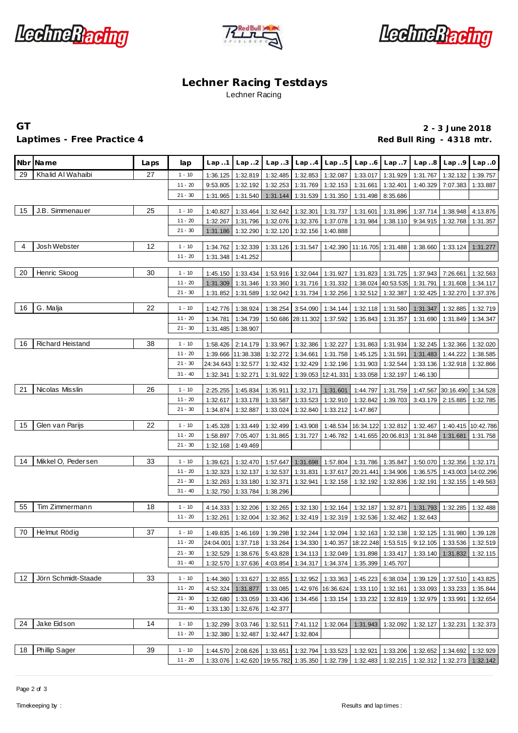# Lechner Racing Testdays

Lechner Racing

## GT

## Laptimes - Free Practice 4

**2 - 3 June 2018**

**Red Bull Ring - 4318 mtr.**

| Nbr | Name | Laps | lap | Lap..1 | Lap..2 | Lap..3 | Lap..4 | Lap..5 | Lap..6 | Lap..7 | Lap..8 | Lap..9 | Lap..0 |
|---|---|---|---|---|---|---|---|---|---|---|---|---|---|
| 29 | Khalid Al Wahaibi | 27 | 1 - 10 | 1:36.125 | 1:32.819 | 1:32.485 | 1:32.853 | 1:32.087 | 1:33.017 | 1:31.929 | 1:31.767 | 1:32.132 | 1:39.757 |
| | | | 11 - 20 | 9:53.805 | 1:32.192 | 1:32.253 | 1:31.769 | 1:32.153 | 1:31.661 | 1:32.401 | 1:40.329 | 7:07.383 | 1:33.887 |
| | | | 21 - 30 | 1:31.965 | 1:31.540 | 1:31.144 | 1:31.539 | 1:31.350 | 1:31.498 | 8:35.686 | | | |
| 15 | J.B. Simmenauer | 25 | 1 - 10 | 1:40.827 | 1:33.464 | 1:32.642 | 1:32.301 | 1:31.737 | 1:31.601 | 1:31.896 | 1:37.714 | 1:38.948 | 4:13.876 |
| | | | 11 - 20 | 1:32.267 | 1:31.796 | 1:32.076 | 1:32.376 | 1:37.078 | 1:31.984 | 1:38.110 | 9:34.915 | 1:32.768 | 1:31.357 |
| | | | 21 - 30 | 1:31.186 | 1:32.290 | 1:32.120 | 1:32.156 | 1:40.888 | | | | | |
| 4 | Josh Webster | 12 | 1 - 10 | 1:34.762 | 1:32.339 | 1:33.126 | 1:31.547 | 1:42.390 | 11:16.705 | 1:31.488 | 1:38.660 | 1:33.124 | 1:31.277 |
| | | | 11 - 20 | 1:31.348 | 1:41.252 | | | | | | | | |
| 20 | Henric Skoog | 30 | 1 - 10 | 1:45.150 | 1:33.434 | 1:53.916 | 1:32.044 | 1:31.927 | 1:31.823 | 1:31.725 | 1:37.943 | 7:26.661 | 1:32.563 |
| | | | 11 - 20 | 1:31.309 | 1:31.346 | 1:33.360 | 1:31.716 | 1:31.332 | 1:38.024 | 40:53.535 | 1:31.791 | 1:31.608 | 1:34.117 |
| | | | 21 - 30 | 1:31.852 | 1:31.589 | 1:32.042 | 1:31.734 | 1:32.256 | 1:32.512 | 1:32.387 | 1:32.425 | 1:32.270 | 1:37.376 |
| 16 | G. Malja | 22 | 1 - 10 | 1:42.776 | 1:38.924 | 1:38.254 | 3:54.090 | 1:34.144 | 1:32.118 | 1:31.580 | 1:31.347 | 1:32.885 | 1:32.719 |
| | | | 11 - 20 | 1:34.781 | 1:34.739 | 1:50.686 | 28:11.302 | 1:37.592 | 1:35.843 | 1:31.357 | 1:31.690 | 1:31.849 | 1:34.347 |
| | | | 21 - 30 | 1:31.485 | 1:38.907 | | | | | | | | |
| 16 | Richard Heistand | 38 | 1 - 10 | 1:58.426 | 2:14.179 | 1:33.967 | 1:32.386 | 1:32.227 | 1:31.863 | 1:31.934 | 1:32.245 | 1:32.366 | 1:32.020 |
| | | | 11 - 20 | 1:39.666 | 11:38.338 | 1:32.272 | 1:34.661 | 1:31.758 | 1:45.125 | 1:31.591 | 1:31.483 | 1:44.222 | 1:38.585 |
| | | | 21 - 30 | 24:34.643 | 1:32.577 | 1:32.432 | 1:32.429 | 1:32.196 | 1:31.903 | 1:32.544 | 1:33.136 | 1:32.918 | 1:32.866 |
| | | | 31 - 40 | 1:32.341 | 1:32.271 | 1:31.922 | 1:39.053 | 12:41.331 | 1:33.058 | 1:32.197 | 1:46.130 | | |
| 21 | Nicolas Misslin | 26 | 1 - 10 | 2:25.255 | 1:45.834 | 1:35.911 | 1:32.171 | 1:31.601 | 1:44.797 | 1:31.759 | 1:47.567 | 30:16.490 | 1:34.528 |
| | | | 11 - 20 | 1:32.617 | 1:33.178 | 1:33.587 | 1:33.523 | 1:32.910 | 1:32.842 | 1:39.703 | 3:43.179 | 2:15.885 | 1:32.785 |
| | | | 21 - 30 | 1:34.874 | 1:32.887 | 1:33.024 | 1:32.840 | 1:33.212 | 1:47.867 | | | | |
| 15 | Glen van Parijs | 22 | 1 - 10 | 1:45.328 | 1:33.449 | 1:32.499 | 1:43.908 | 1:48.534 | 16:34.122 | 1:32.812 | 1:32.467 | 1:40.415 | 10:42.786 |
| | | | 11 - 20 | 1:58.897 | 7:05.407 | 1:31.865 | 1:31.727 | 1:46.782 | 1:41.655 | 20:06.813 | 1:31.848 | 1:31.681 | 1:31.758 |
| | | | 21 - 30 | 1:32.168 | 1:49.469 | | | | | | | | |
| 14 | Mikkel O, Pedersen | 33 | 1 - 10 | 1:39.621 | 1:32.470 | 1:57.647 | 1:31.698 | 1:57.804 | 1:31.786 | 1:35.847 | 1:50.070 | 1:32.356 | 1:32.171 |
| | | | 11 - 20 | 1:32.323 | 1:32.137 | 1:32.537 | 1:31.831 | 1:37.617 | 20:21.441 | 1:34.906 | 1:36.575 | 1:43.003 | 14:02.296 |
| | | | 21 - 30 | 1:32.263 | 1:33.180 | 1:32.371 | 1:32.941 | 1:32.158 | 1:32.192 | 1:32.836 | 1:32.191 | 1:32.155 | 1:49.563 |
| | | | 31 - 40 | 1:32.750 | 1:33.784 | 1:38.296 | | | | | | | |
| 55 | Tim Zimmermann | 18 | 1 - 10 | 4:14.333 | 1:32.206 | 1:32.265 | 1:32.130 | 1:32.164 | 1:32.187 | 1:32.871 | 1:31.793 | 1:32.285 | 1:32.488 |
| | | | 11 - 20 | 1:32.261 | 1:32.004 | 1:32.362 | 1:32.419 | 1:32.319 | 1:32.536 | 1:32.462 | 1:32.643 | | |
| 70 | Helmut Rödig | 37 | 1 - 10 | 1:49.835 | 1:46.169 | 1:39.298 | 1:32.244 | 1:32.094 | 1:32.163 | 1:32.138 | 1:32.125 | 1:31.980 | 1:39.128 |
| | | | 11 - 20 | 24:04.001 | 1:37.718 | 1:33.264 | 1:34.330 | 1:40.357 | 18:22.248 | 1:53.515 | 9:12.105 | 1:33.536 | 1:32.519 |
| | | | 21 - 30 | 1:32.529 | 1:38.676 | 5:43.828 | 1:34.113 | 1:32.049 | 1:31.898 | 1:33.417 | 1:33.140 | 1:31.832 | 1:32.115 |
| | | | 31 - 40 | 1:32.570 | 1:37.636 | 4:03.854 | 1:34.317 | 1:34.374 | 1:35.399 | 1:45.707 | | | |
| 12 | Jörn Schmidt-Staade | 33 | 1 - 10 | 1:44.360 | 1:33.627 | 1:32.855 | 1:32.952 | 1:33.363 | 1:45.223 | 6:38.034 | 1:39.129 | 1:37.510 | 1:43.825 |
| | | | 11 - 20 | 4:52.324 | 1:31.877 | 1:33.085 | 1:42.976 | 16:36.624 | 1:33.110 | 1:32.161 | 1:33.093 | 1:33.233 | 1:35.844 |
| | | | 21 - 30 | 1:32.680 | 1:33.059 | 1:33.436 | 1:34.456 | 1:33.154 | 1:33.232 | 1:32.819 | 1:32.979 | 1:33.991 | 1:32.654 |
| | | | 31 - 40 | 1:33.130 | 1:32.676 | 1:42.377 | | | | | | | |
| 24 | Jake Eidson | 14 | 1 - 10 | 1:32.299 | 3:03.746 | 1:32.511 | 7:41.112 | 1:32.064 | 1:31.943 | 1:32.092 | 1:32.127 | 1:32.231 | 1:32.373 |
| | | | 11 - 20 | 1:32.380 | 1:32.487 | 1:32.447 | 1:32.804 | | | | | | |
| 18 | Phillip Sager | 39 | 1 - 10 | 1:44.570 | 2:08.626 | 1:33.651 | 1:32.794 | 1:33.523 | 1:32.921 | 1:33.206 | 1:32.652 | 1:34.692 | 1:32.929 |
| | | | 11 - 20 | 1:33.076 | 1:42.620 | 19:55.782 | 1:35.350 | 1:32.739 | 1:32.483 | 1:32.215 | 1:32.312 | 1:32.273 | 1:32.142 |

Timekeeping by : Results and lap times :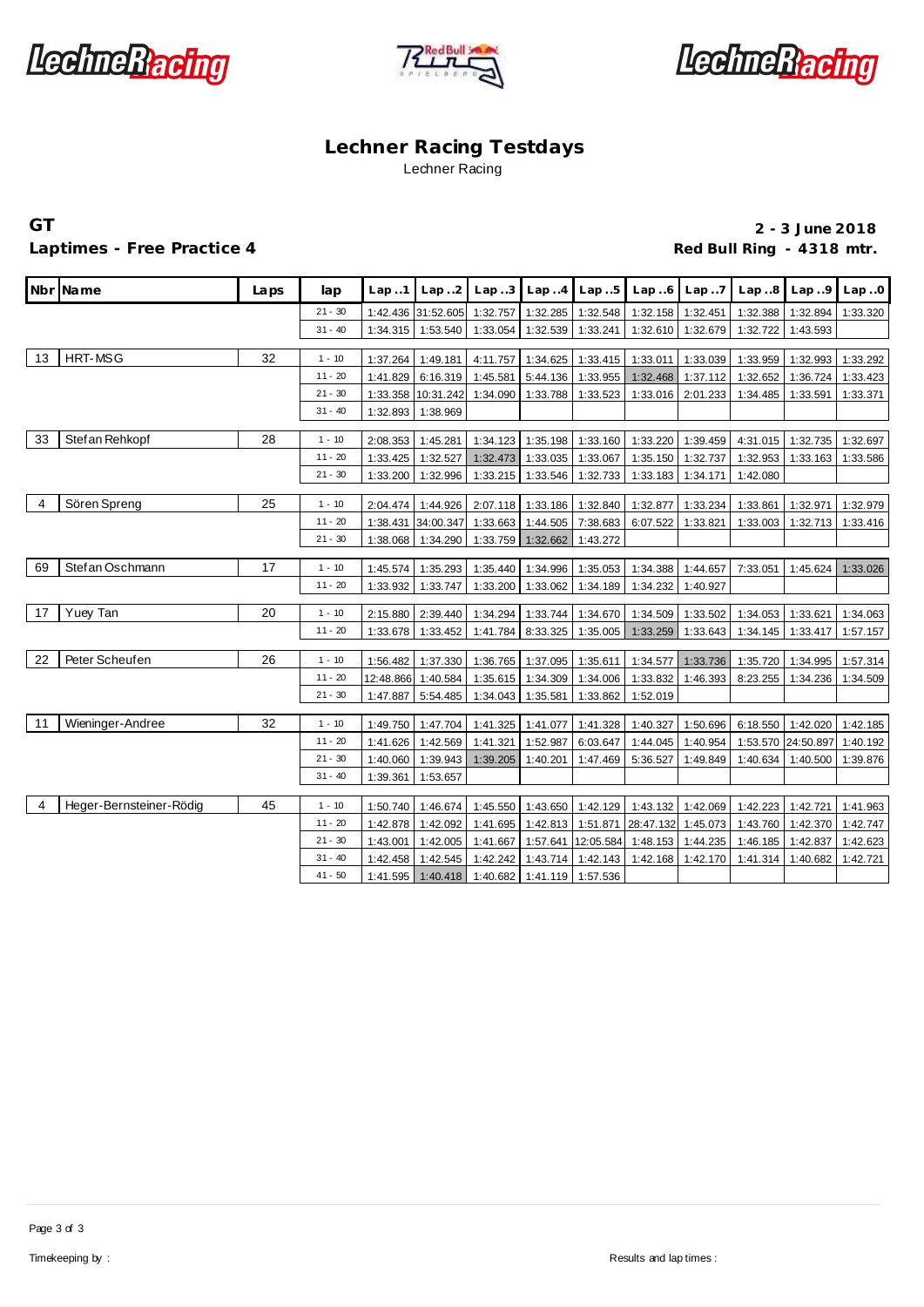# Lechner Racing Testdays

Lechner Racing

**GT**

**Laptimes - Free Practice 4**

**2 - 3 June 2018**

**Red Bull Ring - 4318 mtr.**

| Nbr | Name | Laps | lap | Lap ..1 | Lap ..2 | Lap ..3 | Lap ..4 | Lap ..5 | Lap ..6 | Lap ..7 | Lap ..8 | Lap ..9 | Lap ..0 |
|---|---|---|---|---|---|---|---|---|---|---|---|---|---|
| | | | 21 - 30 | 1:42.436 | 31:52.605 | 1:32.757 | 1:32.285 | 1:32.548 | 1:32.158 | 1:32.451 | 1:32.388 | 1:32.894 | 1:33.320 |
| | | | 31 - 40 | 1:34.315 | 1:53.540 | 1:33.054 | 1:32.539 | 1:33.241 | 1:32.610 | 1:32.679 | 1:32.722 | 1:43.593 | |
| 13 | HRT-MSG | 32 | 1 - 10 | 1:37.264 | 1:49.181 | 4:11.757 | 1:34.625 | 1:33.415 | 1:33.011 | 1:33.039 | 1:33.959 | 1:32.993 | 1:33.292 |
| | | | 11 - 20 | 1:41.829 | 6:16.319 | 1:45.581 | 5:44.136 | 1:33.955 | 1:32.468 | 1:37.112 | 1:32.652 | 1:36.724 | 1:33.423 |
| | | | 21 - 30 | 1:33.358 | 10:31.242 | 1:34.090 | 1:33.788 | 1:33.523 | 1:33.016 | 2:01.233 | 1:34.485 | 1:33.591 | 1:33.371 |
| | | | 31 - 40 | 1:32.893 | 1:38.969 | | | | | | | | |
| 33 | Stefan Rehkopf | 28 | 1 - 10 | 2:08.353 | 1:45.281 | 1:34.123 | 1:35.198 | 1:33.160 | 1:33.220 | 1:39.459 | 4:31.015 | 1:32.735 | 1:32.697 |
| | | | 11 - 20 | 1:33.425 | 1:32.527 | 1:32.473 | 1:33.035 | 1:33.067 | 1:35.150 | 1:32.737 | 1:32.953 | 1:33.163 | 1:33.586 |
| | | | 21 - 30 | 1:33.200 | 1:32.996 | 1:33.215 | 1:33.546 | 1:32.733 | 1:33.183 | 1:34.171 | 1:42.080 | | |
| 4 | Sören Spreng | 25 | 1 - 10 | 2:04.474 | 1:44.926 | 2:07.118 | 1:33.186 | 1:32.840 | 1:32.877 | 1:33.234 | 1:33.861 | 1:32.971 | 1:32.979 |
| | | | 11 - 20 | 1:38.431 | 34:00.347 | 1:33.663 | 1:44.505 | 7:38.683 | 6:07.522 | 1:33.821 | 1:33.003 | 1:32.713 | 1:33.416 |
| | | | 21 - 30 | 1:38.068 | 1:34.290 | 1:33.759 | 1:32.662 | 1:43.272 | | | | | |
| 69 | Stefan Oschmann | 17 | 1 - 10 | 1:45.574 | 1:35.293 | 1:35.440 | 1:34.996 | 1:35.053 | 1:34.388 | 1:44.657 | 7:33.051 | 1:45.624 | 1:33.026 |
| | | | 11 - 20 | 1:33.932 | 1:33.747 | 1:33.200 | 1:33.062 | 1:34.189 | 1:34.232 | 1:40.927 | | | |
| 17 | Yuey Tan | 20 | 1 - 10 | 2:15.880 | 2:39.440 | 1:34.294 | 1:33.744 | 1:34.670 | 1:34.509 | 1:33.502 | 1:34.053 | 1:33.621 | 1:34.063 |
| | | | 11 - 20 | 1:33.678 | 1:33.452 | 1:41.784 | 8:33.325 | 1:35.005 | 1:33.259 | 1:33.643 | 1:34.145 | 1:33.417 | 1:57.157 |
| 22 | Peter Scheufen | 26 | 1 - 10 | 1:56.482 | 1:37.330 | 1:36.765 | 1:37.095 | 1:35.611 | 1:34.577 | 1:33.736 | 1:35.720 | 1:34.995 | 1:57.314 |
| | | | 11 - 20 | 12:48.866 | 1:40.584 | 1:35.615 | 1:34.309 | 1:34.006 | 1:33.832 | 1:46.393 | 8:23.255 | 1:34.236 | 1:34.509 |
| | | | 21 - 30 | 1:47.887 | 5:54.485 | 1:34.043 | 1:35.581 | 1:33.862 | 1:52.019 | | | | |
| 11 | Wieninger-Andree | 32 | 1 - 10 | 1:49.750 | 1:47.704 | 1:41.325 | 1:41.077 | 1:41.328 | 1:40.327 | 1:50.696 | 6:18.550 | 1:42.020 | 1:42.185 |
| | | | 11 - 20 | 1:41.626 | 1:42.569 | 1:41.321 | 1:52.987 | 6:03.647 | 1:44.045 | 1:40.954 | 1:53.570 | 24:50.897 | 1:40.192 |
| | | | 21 - 30 | 1:40.060 | 1:39.943 | 1:39.205 | 1:40.201 | 1:47.469 | 5:36.527 | 1:49.849 | 1:40.634 | 1:40.500 | 1:39.876 |
| | | | 31 - 40 | 1:39.361 | 1:53.657 | | | | | | | | |
| 4 | Heger-Bernsteiner-Rödig | 45 | 1 - 10 | 1:50.740 | 1:46.674 | 1:45.550 | 1:43.650 | 1:42.129 | 1:43.132 | 1:42.069 | 1:42.223 | 1:42.721 | 1:41.963 |
| | | | 11 - 20 | 1:42.878 | 1:42.092 | 1:41.695 | 1:42.813 | 1:51.871 | 28:47.132 | 1:45.073 | 1:43.760 | 1:42.370 | 1:42.747 |
| | | | 21 - 30 | 1:43.001 | 1:42.005 | 1:41.667 | 1:57.641 | 12:05.584 | 1:48.153 | 1:44.235 | 1:46.185 | 1:42.837 | 1:42.623 |
| | | | 31 - 40 | 1:42.458 | 1:42.545 | 1:42.242 | 1:43.714 | 1:42.143 | 1:42.168 | 1:42.170 | 1:41.314 | 1:40.682 | 1:42.721 |
| | | | 41 - 50 | 1:41.595 | 1:40.418 | 1:40.682 | 1:41.119 | 1:57.536 | | | | | |

Timekeeping by :

Results and lap times :